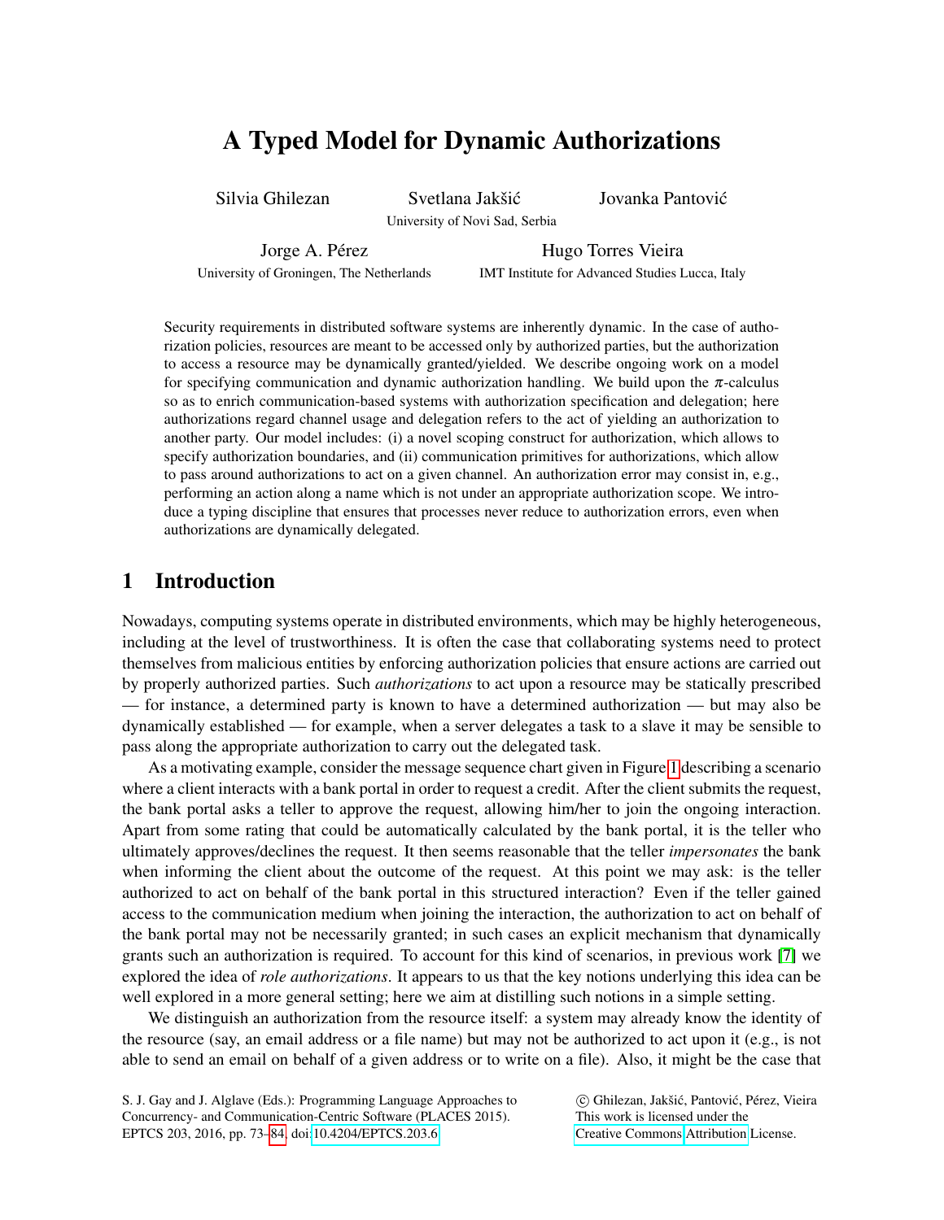# A Typed Model for Dynamic Authorizations

Silvia Ghilezan Svetlana Jakšić Jovanka Pantović

University of Novi Sad, Serbia

Jorge A. Pérez

University of Groningen, The Netherlands

Hugo Torres Vieira

IMT Institute for Advanced Studies Lucca, Italy

Security requirements in distributed software systems are inherently dynamic. In the case of authorization policies, resources are meant to be accessed only by authorized parties, but the authorization to access a resource may be dynamically granted/yielded. We describe ongoing work on a model for specifying communication and dynamic authorization handling. We build upon the $\pi$-calculus so as to enrich communication-based systems with authorization specification and delegation; here authorizations regard channel usage and delegation refers to the act of yielding an authorization to another party. Our model includes: (i) a novel scoping construct for authorization, which allows to specify authorization boundaries, and (ii) communication primitives for authorizations, which allow to pass around authorizations to act on a given channel. An authorization error may consist in, e.g., performing an action along a name which is not under an appropriate authorization scope. We introduce a typing discipline that ensures that processes never reduce to authorization errors, even when authorizations are dynamically delegated.

## 1 Introduction

Nowadays, computing systems operate in distributed environments, which may be highly heterogeneous, including at the level of trustworthiness. It is often the case that collaborating systems need to protect themselves from malicious entities by enforcing authorization policies that ensure actions are carried out by properly authorized parties. Such *authorizations* to act upon a resource may be statically prescribed — for instance, a determined party is known to have a determined authorization — but may also be dynamically established — for example, when a server delegates a task to a slave it may be sensible to pass along the appropriate authorization to carry out the delegated task.

As a motivating example, consider the message sequence chart given in Figure 1 describing a scenario where a client interacts with a bank portal in order to request a credit. After the client submits the request, the bank portal asks a teller to approve the request, allowing him/her to join the ongoing interaction. Apart from some rating that could be automatically calculated by the bank portal, it is the teller who ultimately approves/declines the request. It then seems reasonable that the teller *impersonates* the bank when informing the client about the outcome of the request. At this point we may ask: is the teller authorized to act on behalf of the bank portal in this structured interaction? Even if the teller gained access to the communication medium when joining the interaction, the authorization to act on behalf of the bank portal may not be necessarily granted; in such cases an explicit mechanism that dynamically grants such an authorization is required. To account for this kind of scenarios, in previous work [7] we explored the idea of *role authorizations*. It appears to us that the key notions underlying this idea can be well explored in a more general setting; here we aim at distilling such notions in a simple setting.

We distinguish an authorization from the resource itself: a system may already know the identity of the resource (say, an email address or a file name) but may not be authorized to act upon it (e.g., is not able to send an email on behalf of a given address or to write on a file). Also, it might be the case that

S. J. Gay and J. Alglave (Eds.): Programming Language Approaches to Concurrency- and Communication-Centric Software (PLACES 2015). EPTCS 203, 2016, pp. 73–84, doi:10.4204/EPTCS.203.6

© Ghilezan, Jakšić, Pantović, Pérez, Vieira
This work is licensed under the Creative Commons Attribution License.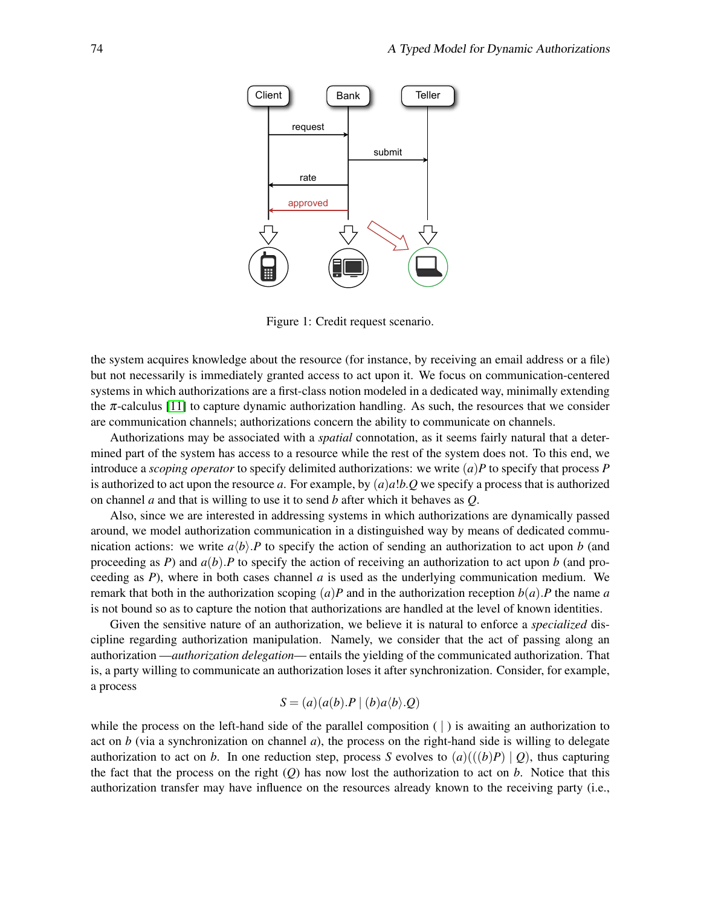Client

Bank

Teller

request

submit

rate

approved

Figure 1: Credit request scenario.

the system acquires knowledge about the resource (for instance, by receiving an email address or a file) but not necessarily is immediately granted access to act upon it. We focus on communication-centered systems in which authorizations are a first-class notion modeled in a dedicated way, minimally extending the $\pi$-calculus [11] to capture dynamic authorization handling. As such, the resources that we consider are communication channels; authorizations concern the ability to communicate on channels.

Authorizations may be associated with a *spatial* connotation, as it seems fairly natural that a determined part of the system has access to a resource while the rest of the system does not. To this end, we introduce a *scoping operator* to specify delimited authorizations: we write $(a)P$ to specify that process $P$ is authorized to act upon the resource $a$. For example, by $(a)a!b.Q$ we specify a process that is authorized on channel $a$ and that is willing to use it to send $b$ after which it behaves as $Q$.

Also, since we are interested in addressing systems in which authorizations are dynamically passed around, we model authorization communication in a distinguished way by means of dedicated communication actions: we write $a\langle b\rangle.P$ to specify the action of sending an authorization to act upon $b$ (and proceeding as $P$) and $a(b).P$ to specify the action of receiving an authorization to act upon $b$ (and proceeding as $P$), where in both cases channel $a$ is used as the underlying communication medium. We remark that both in the authorization scoping $(a)P$ and in the authorization reception $b(a).P$ the name $a$ is not bound so as to capture the notion that authorizations are handled at the level of known identities.

Given the sensitive nature of an authorization, we believe it is natural to enforce a *specialized* discipline regarding authorization manipulation. Namely, we consider that the act of passing along an authorization —*authorization delegation*— entails the yielding of the communicated authorization. That is, a party willing to communicate an authorization loses it after synchronization. Consider, for example, a process

$$S = (a)(a(b).P \mid (b)a\langle b\rangle.Q)$$

while the process on the left-hand side of the parallel composition ( | ) is awaiting an authorization to act on $b$ (via a synchronization on channel $a$), the process on the right-hand side is willing to delegate authorization to act on $b$. In one reduction step, process $S$ evolves to $(a)(((b)P) \mid Q)$, thus capturing the fact that the process on the right ($Q$) has now lost the authorization to act on $b$. Notice that this authorization transfer may have influence on the resources already known to the receiving party (i.e.,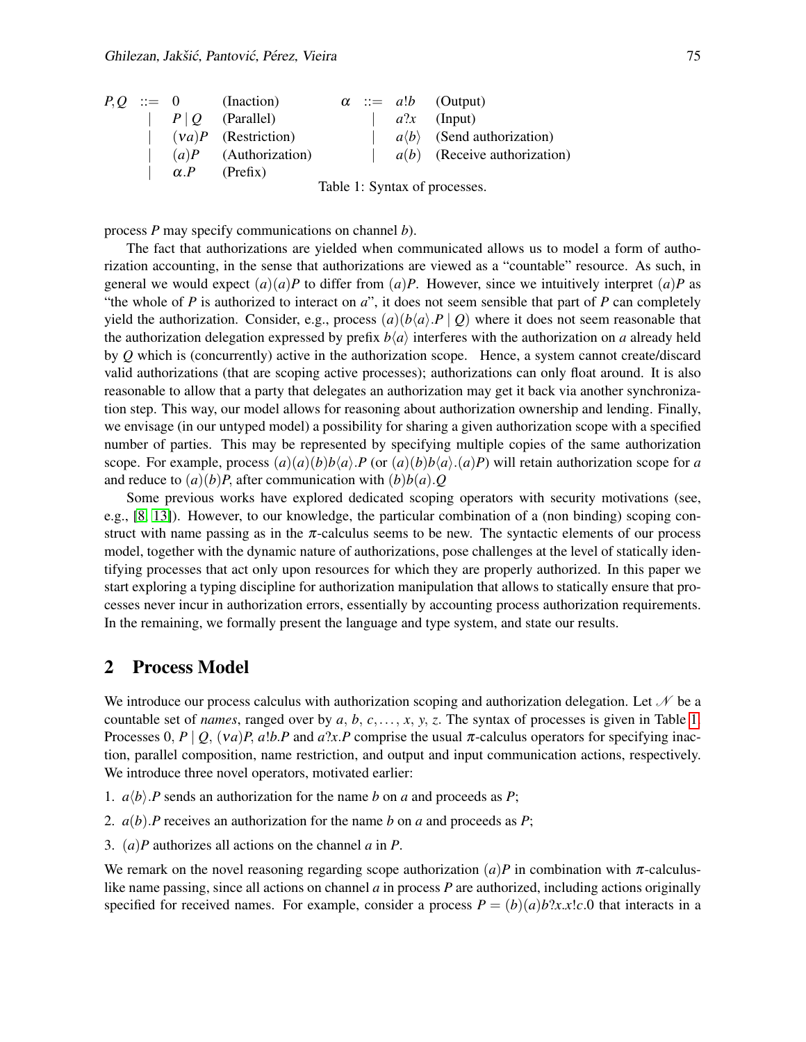$$
\begin{array}{llll}
P,Q & ::= & 0 & \text{(Inaction)} \\
& | & P \mid Q & \text{(Parallel)} \\
& | & (\nu a)P & \text{(Restriction)} \\
& | & (a)P & \text{(Authorization)} \\
& | & \alpha.P & \text{(Prefix)}
\end{array}
\qquad
\begin{array}{llll}
\alpha & ::= & a!b & \text{(Output)} \\
& | & a?x & \text{(Input)} \\
& | & a\langle b\rangle & \text{(Send authorization)} \\
& | & a(b) & \text{(Receive authorization)}
\end{array}
$$

Table 1: Syntax of processes.

process $P$ may specify communications on channel $b$).

The fact that authorizations are yielded when communicated allows us to model a form of authorization accounting, in the sense that authorizations are viewed as a "countable" resource. As such, in general we would expect $(a)(a)P$ to differ from $(a)P$. However, since we intuitively interpret $(a)P$ as "the whole of $P$ is authorized to interact on $a$", it does not seem sensible that part of $P$ can completely yield the authorization. Consider, e.g., process $(a)(b\langle a\rangle.P \mid Q)$ where it does not seem reasonable that the authorization delegation expressed by prefix $b\langle a\rangle$ interferes with the authorization on $a$ already held by $Q$ which is (concurrently) active in the authorization scope. Hence, a system cannot create/discard valid authorizations (that are scoping active processes); authorizations can only float around. It is also reasonable to allow that a party that delegates an authorization may get it back via another synchronization step. This way, our model allows for reasoning about authorization ownership and lending. Finally, we envisage (in our untyped model) a possibility for sharing a given authorization scope with a specified number of parties. This may be represented by specifying multiple copies of the same authorization scope. For example, process $(a)(a)(b)b\langle a\rangle.P$ (or $(a)(b)b\langle a\rangle.(a)P$) will retain authorization scope for $a$ and reduce to $(a)(b)P$, after communication with $(b)b(a).Q$

Some previous works have explored dedicated scoping operators with security motivations (see, e.g., [8, 13]). However, to our knowledge, the particular combination of a (non binding) scoping construct with name passing as in the $\pi$-calculus seems to be new. The syntactic elements of our process model, together with the dynamic nature of authorizations, pose challenges at the level of statically identifying processes that act only upon resources for which they are properly authorized. In this paper we start exploring a typing discipline for authorization manipulation that allows to statically ensure that processes never incur in authorization errors, essentially by accounting process authorization requirements. In the remaining, we formally present the language and type system, and state our results.

## 2 Process Model

We introduce our process calculus with authorization scoping and authorization delegation. Let $\mathscr{N}$ be a countable set of *names*, ranged over by $a$, $b$, $c, \ldots, x$, $y$, $z$. The syntax of processes is given in Table 1. Processes $0$, $P \mid Q$, $(\nu a)P$, $a!b.P$ and $a?x.P$ comprise the usual $\pi$-calculus operators for specifying inaction, parallel composition, name restriction, and output and input communication actions, respectively. We introduce three novel operators, motivated earlier:

1. $a\langle b\rangle.P$ sends an authorization for the name $b$ on $a$ and proceeds as $P$;
2. $a(b).P$ receives an authorization for the name $b$ on $a$ and proceeds as $P$;
3. $(a)P$ authorizes all actions on the channel $a$ in $P$.

We remark on the novel reasoning regarding scope authorization $(a)P$ in combination with $\pi$-calculus-like name passing, since all actions on channel $a$ in process $P$ are authorized, including actions originally specified for received names. For example, consider a process $P = (b)(a)b?x.x!c.0$ that interacts in a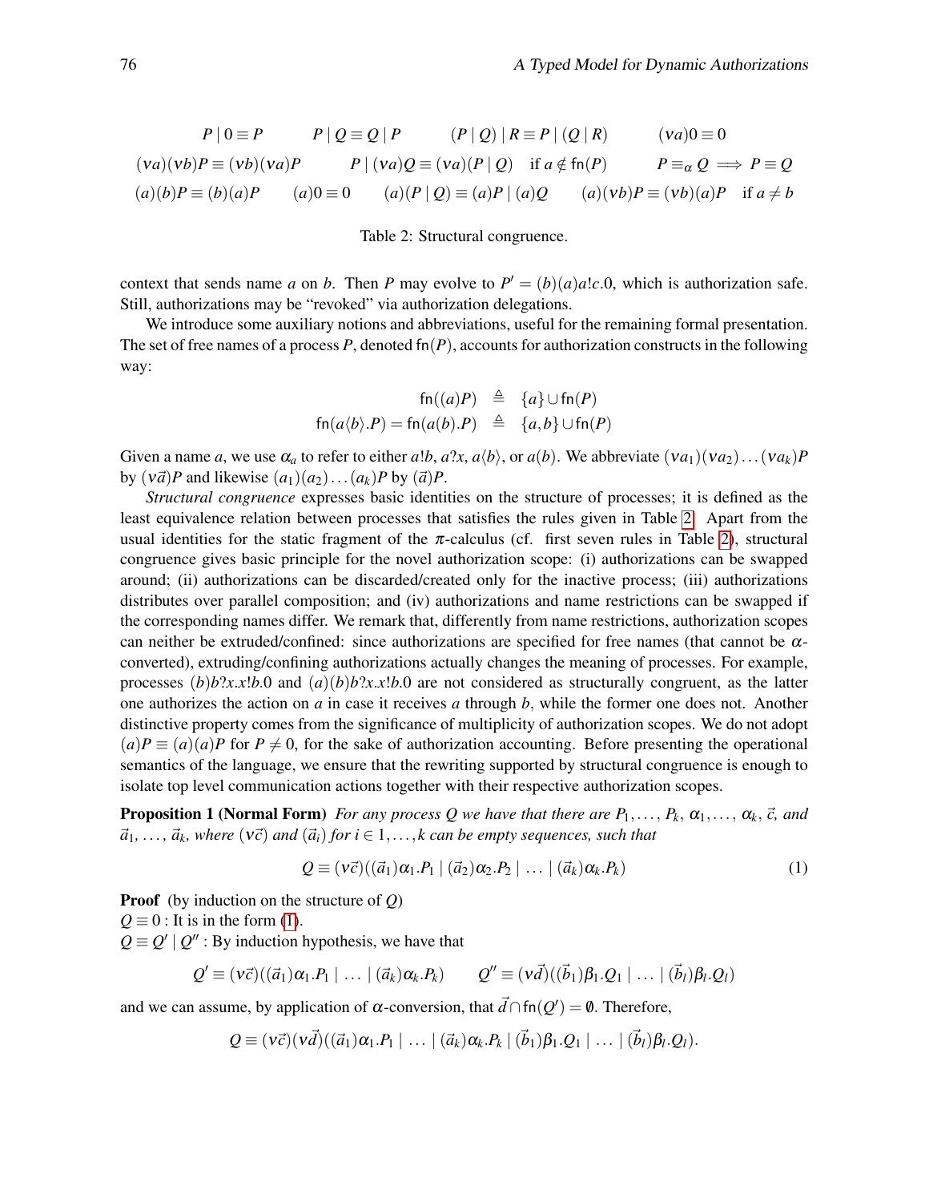$$
\begin{array}{cccc}
P \mid 0 \equiv P & P \mid Q \equiv Q \mid P & (P \mid Q) \mid R \equiv P \mid (Q \mid R) & (\nu a)0 \equiv 0 \\
(\nu a)(\nu b)P \equiv (\nu b)(\nu a)P & P \mid (\nu a)Q \equiv (\nu a)(P \mid Q) \quad \text{if } a \notin \mathsf{fn}(P) & P \equiv_\alpha Q \implies P \equiv Q & \\
(a)(b)P \equiv (b)(a)P \quad (a)0 \equiv 0 & (a)(P \mid Q) \equiv (a)P \mid (a)Q & (a)(\nu b)P \equiv (\nu b)(a)P \quad \text{if } a \neq b &
\end{array}
$$

Table 2: Structural congruence.

context that sends name $a$ on $b$. Then $P$ may evolve to $P' = (b)(a)a!c.0$, which is authorization safe. Still, authorizations may be "revoked" via authorization delegations.

We introduce some auxiliary notions and abbreviations, useful for the remaining formal presentation. The set of free names of a process $P$, denoted $\mathsf{fn}(P)$, accounts for authorization constructs in the following way:

$$
\begin{array}{rcl}
\mathsf{fn}((a)P) & \triangleq & \{a\} \cup \mathsf{fn}(P) \\
\mathsf{fn}(a\langle b\rangle.P) = \mathsf{fn}(a(b).P) & \triangleq & \{a,b\} \cup \mathsf{fn}(P)
\end{array}
$$

Given a name $a$, we use $\alpha_a$ to refer to either $a!b$, $a?x$, $a\langle b\rangle$, or $a(b)$. We abbreviate $(\nu a_1)(\nu a_2)\dots(\nu a_k)P$ by $(\nu\vec{a})P$ and likewise $(a_1)(a_2)\dots(a_k)P$ by $(\vec{a})P$.

*Structural congruence* expresses basic identities on the structure of processes; it is defined as the least equivalence relation between processes that satisfies the rules given in Table 2. Apart from the usual identities for the static fragment of the $\pi$-calculus (cf. first seven rules in Table 2), structural congruence gives basic principle for the novel authorization scope: (i) authorizations can be swapped around; (ii) authorizations can be discarded/created only for the inactive process; (iii) authorizations distributes over parallel composition; and (iv) authorizations and name restrictions can be swapped if the corresponding names differ. We remark that, differently from name restrictions, authorization scopes can neither be extruded/confined: since authorizations are specified for free names (that cannot be $\alpha$-converted), extruding/confining authorizations actually changes the meaning of processes. For example, processes $(b)b?x.x!b.0$ and $(a)(b)b?x.x!b.0$ are not considered as structurally congruent, as the latter one authorizes the action on $a$ in case it receives $a$ through $b$, while the former one does not. Another distinctive property comes from the significance of multiplicity of authorization scopes. We do not adopt $(a)P \equiv (a)(a)P$ for $P \neq 0$, for the sake of authorization accounting. Before presenting the operational semantics of the language, we ensure that the rewriting supported by structural congruence is enough to isolate top level communication actions together with their respective authorization scopes.

**Proposition 1 (Normal Form)** *For any process $Q$ we have that there are $P_1,\dots,P_k$, $\alpha_1,\dots,\alpha_k$, $\vec{c}$, and $\vec{a}_1$, ..., $\vec{a}_k$, where $(\nu\vec{c})$ and $(\vec{a}_i)$ for $i \in 1,\dots,k$ can be empty sequences, such that*

$$
Q \equiv (\nu\vec{c})((\vec{a}_1)\alpha_1.P_1 \mid (\vec{a}_2)\alpha_2.P_2 \mid \dots \mid (\vec{a}_k)\alpha_k.P_k) \tag{1}
$$

**Proof** (by induction on the structure of $Q$)
$Q \equiv 0$ : It is in the form (1).
$Q \equiv Q' \mid Q''$ : By induction hypothesis, we have that

$$
Q' \equiv (\nu\vec{c})((\vec{a}_1)\alpha_1.P_1 \mid \dots \mid (\vec{a}_k)\alpha_k.P_k) \qquad Q'' \equiv (\nu\vec{d})((\vec{b}_1)\beta_1.Q_1 \mid \dots \mid (\vec{b}_l)\beta_l.Q_l)
$$

and we can assume, by application of $\alpha$-conversion, that $\vec{d} \cap \mathsf{fn}(Q') = \emptyset$. Therefore,

$$
Q \equiv (\nu\vec{c})(\nu\vec{d})((\vec{a}_1)\alpha_1.P_1 \mid \dots \mid (\vec{a}_k)\alpha_k.P_k \mid (\vec{b}_1)\beta_1.Q_1 \mid \dots \mid (\vec{b}_l)\beta_l.Q_l).
$$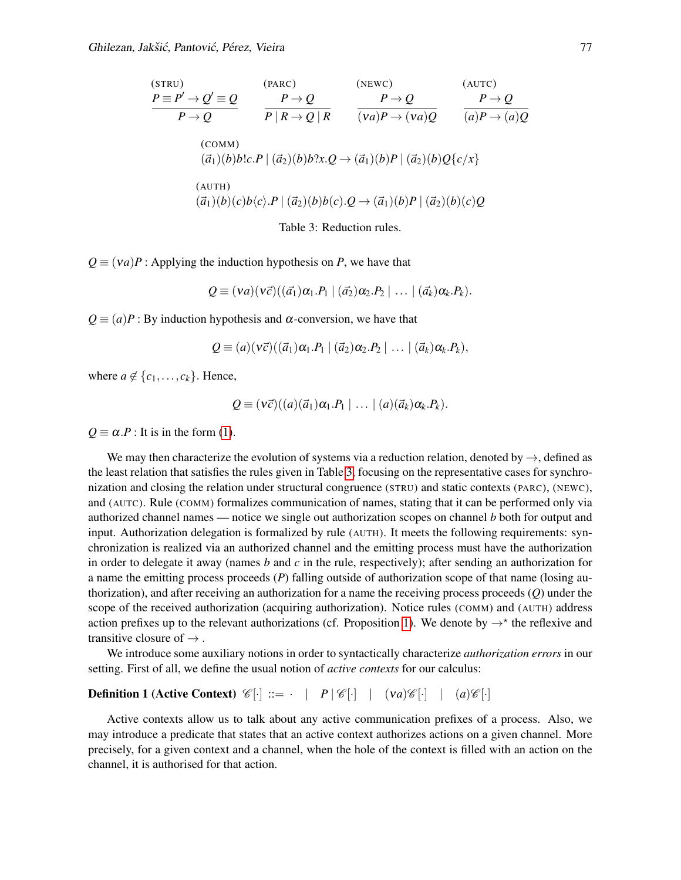$$\frac{P \equiv P' \to Q' \equiv Q}{P \to Q}\ \text{(STRU)} \qquad \frac{P \to Q}{P \mid R \to Q \mid R}\ \text{(PARC)} \qquad \frac{P \to Q}{(\nu a)P \to (\nu a)Q}\ \text{(NEWC)} \qquad \frac{P \to Q}{(a)P \to (a)Q}\ \text{(AUTC)}$$

(COMM)
$$(\vec{a}_1)(b)b!c.P \mid (\vec{a}_2)(b)b?x.Q \to (\vec{a}_1)(b)P \mid (\vec{a}_2)(b)Q\{c/x\}$$

(AUTH)
$$(\vec{a}_1)(b)(c)b\langle c\rangle.P \mid (\vec{a}_2)(b)b(c).Q \to (\vec{a}_1)(b)P \mid (\vec{a}_2)(b)(c)Q$$

Table 3: Reduction rules.

$Q \equiv (\nu a)P$ : Applying the induction hypothesis on $P$, we have that

$$Q \equiv (\nu a)(\nu \vec{c})((\vec{a}_1)\alpha_1.P_1 \mid (\vec{a}_2)\alpha_2.P_2 \mid \ldots \mid (\vec{a}_k)\alpha_k.P_k).$$

$Q \equiv (a)P$ : By induction hypothesis and $\alpha$-conversion, we have that

$$Q \equiv (a)(\nu \vec{c})((\vec{a}_1)\alpha_1.P_1 \mid (\vec{a}_2)\alpha_2.P_2 \mid \ldots \mid (\vec{a}_k)\alpha_k.P_k),$$

where $a \notin \{c_1, \ldots, c_k\}$. Hence,

$$Q \equiv (\nu \vec{c})((a)(\vec{a}_1)\alpha_1.P_1 \mid \ldots \mid (a)(\vec{a}_k)\alpha_k.P_k).$$

$Q \equiv \alpha.P$ : It is in the form (1).

We may then characterize the evolution of systems via a reduction relation, denoted by $\to$, defined as the least relation that satisfies the rules given in Table 3, focusing on the representative cases for synchronization and closing the relation under structural congruence (STRU) and static contexts (PARC), (NEWC), and (AUTC). Rule (COMM) formalizes communication of names, stating that it can be performed only via authorized channel names — notice we single out authorization scopes on channel $b$ both for output and input. Authorization delegation is formalized by rule (AUTH). It meets the following requirements: synchronization is realized via an authorized channel and the emitting process must have the authorization in order to delegate it away (names $b$ and $c$ in the rule, respectively); after sending an authorization for a name the emitting process proceeds ($P$) falling outside of authorization scope of that name (losing authorization), and after receiving an authorization for a name the receiving process proceeds ($Q$) under the scope of the received authorization (acquiring authorization). Notice rules (COMM) and (AUTH) address action prefixes up to the relevant authorizations (cf. Proposition 1). We denote by $\to^\star$ the reflexive and transitive closure of $\to$ .

We introduce some auxiliary notions in order to syntactically characterize *authorization errors* in our setting. First of all, we define the usual notion of *active contexts* for our calculus:

**Definition 1 (Active Context)** $\mathscr{C}[\cdot] \ ::= \ \cdot \quad \mid \quad P \mid \mathscr{C}[\cdot] \quad \mid \quad (\nu a)\mathscr{C}[\cdot] \quad \mid \quad (a)\mathscr{C}[\cdot]$

Active contexts allow us to talk about any active communication prefixes of a process. Also, we may introduce a predicate that states that an active context authorizes actions on a given channel. More precisely, for a given context and a channel, when the hole of the context is filled with an action on the channel, it is authorised for that action.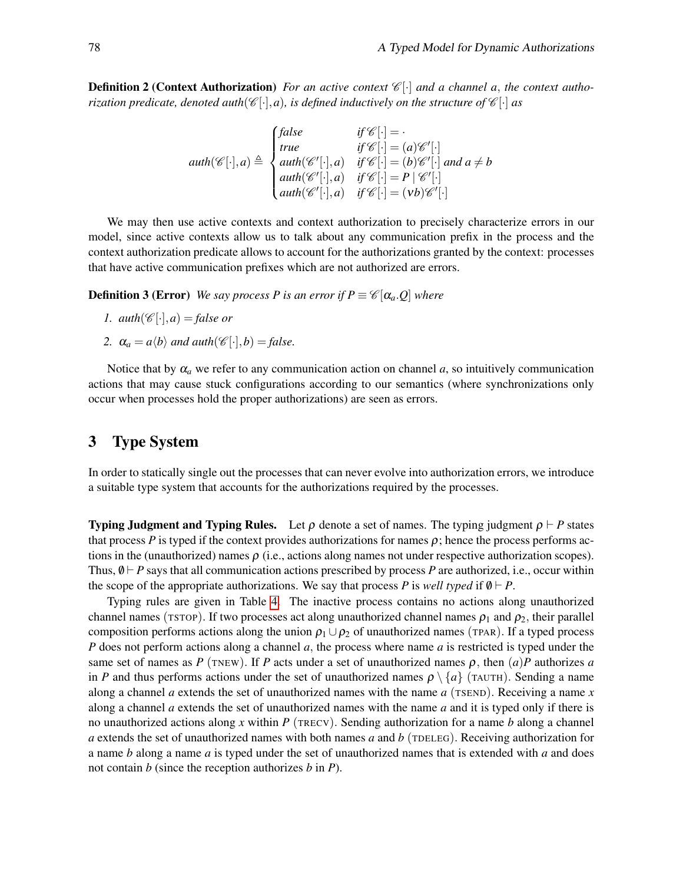**Definition 2 (Context Authorization)** *For an active context $\mathscr{C}[\cdot]$ and a channel $a$, the context authorization predicate, denoted $auth(\mathscr{C}[\cdot],a)$, is defined inductively on the structure of $\mathscr{C}[\cdot]$ as*

$$auth(\mathscr{C}[\cdot],a) \triangleq \begin{cases} false & \text{if } \mathscr{C}[\cdot] = \cdot \\ true & \text{if } \mathscr{C}[\cdot] = (a)\mathscr{C}'[\cdot] \\ auth(\mathscr{C}'[\cdot],a) & \text{if } \mathscr{C}[\cdot] = (b)\mathscr{C}'[\cdot] \text{ and } a \neq b \\ auth(\mathscr{C}'[\cdot],a) & \text{if } \mathscr{C}[\cdot] = P \mid \mathscr{C}'[\cdot] \\ auth(\mathscr{C}'[\cdot],a) & \text{if } \mathscr{C}[\cdot] = (\nu b)\mathscr{C}'[\cdot] \end{cases}$$

We may then use active contexts and context authorization to precisely characterize errors in our model, since active contexts allow us to talk about any communication prefix in the process and the context authorization predicate allows to account for the authorizations granted by the context: processes that have active communication prefixes which are not authorized are errors.

**Definition 3 (Error)** *We say process $P$ is an error if $P \equiv \mathscr{C}[\alpha_a.Q]$ where*

1. *$auth(\mathscr{C}[\cdot],a) = false$ or*
2. *$\alpha_a = a\langle b\rangle$ and $auth(\mathscr{C}[\cdot],b) = false$.*

Notice that by $\alpha_a$ we refer to any communication action on channel $a$, so intuitively communication actions that may cause stuck configurations according to our semantics (where synchronizations only occur when processes hold the proper authorizations) are seen as errors.

## 3 Type System

In order to statically single out the processes that can never evolve into authorization errors, we introduce a suitable type system that accounts for the authorizations required by the processes.

**Typing Judgment and Typing Rules.** Let $\rho$ denote a set of names. The typing judgment $\rho \vdash P$ states that process $P$ is typed if the context provides authorizations for names $\rho$; hence the process performs actions in the (unauthorized) names $\rho$ (i.e., actions along names not under respective authorization scopes). Thus, $\emptyset \vdash P$ says that all communication actions prescribed by process $P$ are authorized, i.e., occur within the scope of the appropriate authorizations. We say that process $P$ is *well typed* if $\emptyset \vdash P$.

Typing rules are given in Table 4. The inactive process contains no actions along unauthorized channel names (TSTOP). If two processes act along unauthorized channel names $\rho_1$ and $\rho_2$, their parallel composition performs actions along the union $\rho_1 \cup \rho_2$ of unauthorized names (TPAR). If a typed process $P$ does not perform actions along a channel $a$, the process where name $a$ is restricted is typed under the same set of names as $P$ (TNEW). If $P$ acts under a set of unauthorized names $\rho$, then $(a)P$ authorizes $a$ in $P$ and thus performs actions under the set of unauthorized names $\rho \setminus \{a\}$ (TAUTH). Sending a name along a channel $a$ extends the set of unauthorized names with the name $a$ (TSEND). Receiving a name $x$ along a channel $a$ extends the set of unauthorized names with the name $a$ and it is typed only if there is no unauthorized actions along $x$ within $P$ (TRECV). Sending authorization for a name $b$ along a channel $a$ extends the set of unauthorized names with both names $a$ and $b$ (TDELEG). Receiving authorization for a name $b$ along a name $a$ is typed under the set of unauthorized names that is extended with $a$ and does not contain $b$ (since the reception authorizes $b$ in $P$).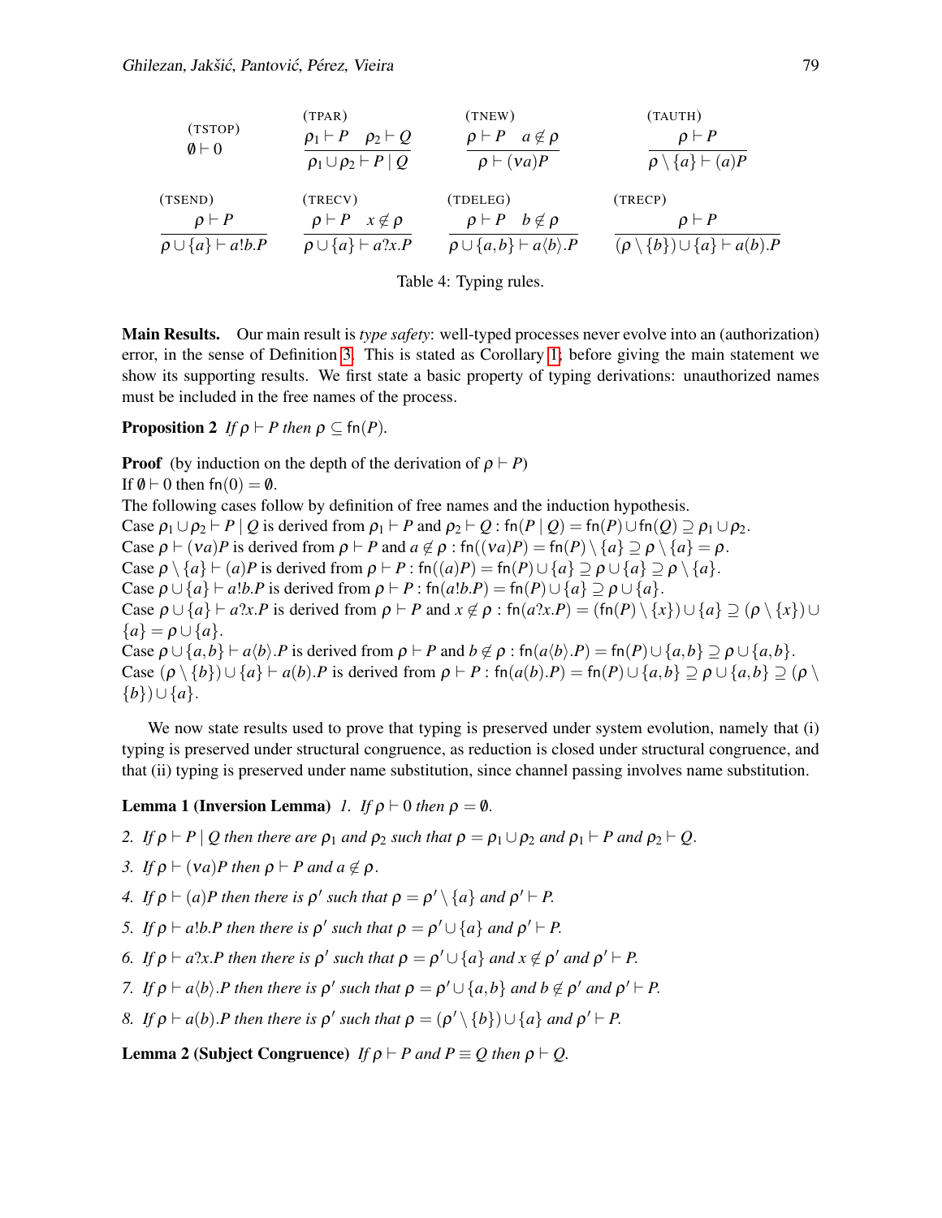$$
\begin{array}{cccc}
\text{(TSTOP)} & \text{(TPAR)} & \text{(TNEW)} & \text{(TAUTH)} \\
\emptyset \vdash 0 & \dfrac{\rho_1 \vdash P \quad \rho_2 \vdash Q}{\rho_1 \cup \rho_2 \vdash P \mid Q} & \dfrac{\rho \vdash P \quad a \notin \rho}{\rho \vdash (\nu a)P} & \dfrac{\rho \vdash P}{\rho \setminus \{a\} \vdash (a)P} \\[2ex]
\text{(TSEND)} & \text{(TRECV)} & \text{(TDELEG)} & \text{(TRECP)} \\
\dfrac{\rho \vdash P}{\rho \cup \{a\} \vdash a!b.P} & \dfrac{\rho \vdash P \quad x \notin \rho}{\rho \cup \{a\} \vdash a?x.P} & \dfrac{\rho \vdash P \quad b \notin \rho}{\rho \cup \{a,b\} \vdash a\langle b \rangle.P} & \dfrac{\rho \vdash P}{(\rho \setminus \{b\}) \cup \{a\} \vdash a(b).P}
\end{array}
$$

Table 4: Typing rules.

**Main Results.** Our main result is *type safety*: well-typed processes never evolve into an (authorization) error, in the sense of Definition 3. This is stated as Corollary 1; before giving the main statement we show its supporting results. We first state a basic property of typing derivations: unauthorized names must be included in the free names of the process.

**Proposition 2** *If $\rho \vdash P$ then $\rho \subseteq \mathsf{fn}(P)$.*

**Proof** (by induction on the depth of the derivation of $\rho \vdash P$)
If $\emptyset \vdash 0$ then $\mathsf{fn}(0) = \emptyset$.
The following cases follow by definition of free names and the induction hypothesis.
Case $\rho_1 \cup \rho_2 \vdash P \mid Q$ is derived from $\rho_1 \vdash P$ and $\rho_2 \vdash Q$ : $\mathsf{fn}(P \mid Q) = \mathsf{fn}(P) \cup \mathsf{fn}(Q) \supseteq \rho_1 \cup \rho_2$.
Case $\rho \vdash (\nu a)P$ is derived from $\rho \vdash P$ and $a \notin \rho$ : $\mathsf{fn}((\nu a)P) = \mathsf{fn}(P) \setminus \{a\} \supseteq \rho \setminus \{a\} = \rho$.
Case $\rho \setminus \{a\} \vdash (a)P$ is derived from $\rho \vdash P$ : $\mathsf{fn}((a)P) = \mathsf{fn}(P) \cup \{a\} \supseteq \rho \cup \{a\} \supseteq \rho \setminus \{a\}$.
Case $\rho \cup \{a\} \vdash a!b.P$ is derived from $\rho \vdash P$ : $\mathsf{fn}(a!b.P) = \mathsf{fn}(P) \cup \{a\} \supseteq \rho \cup \{a\}$.
Case $\rho \cup \{a\} \vdash a?x.P$ is derived from $\rho \vdash P$ and $x \notin \rho$ : $\mathsf{fn}(a?x.P) = (\mathsf{fn}(P) \setminus \{x\}) \cup \{a\} \supseteq (\rho \setminus \{x\}) \cup \{a\} = \rho \cup \{a\}$.
Case $\rho \cup \{a,b\} \vdash a\langle b \rangle.P$ is derived from $\rho \vdash P$ and $b \notin \rho$ : $\mathsf{fn}(a\langle b \rangle.P) = \mathsf{fn}(P) \cup \{a,b\} \supseteq \rho \cup \{a,b\}$.
Case $(\rho \setminus \{b\}) \cup \{a\} \vdash a(b).P$ is derived from $\rho \vdash P$ : $\mathsf{fn}(a(b).P) = \mathsf{fn}(P) \cup \{a,b\} \supseteq \rho \cup \{a,b\} \supseteq (\rho \setminus \{b\}) \cup \{a\}$.

We now state results used to prove that typing is preserved under system evolution, namely that (i) typing is preserved under structural congruence, as reduction is closed under structural congruence, and that (ii) typing is preserved under name substitution, since channel passing involves name substitution.

**Lemma 1 (Inversion Lemma)** *1. If $\rho \vdash 0$ then $\rho = \emptyset$.*

2. *If $\rho \vdash P \mid Q$ then there are $\rho_1$ and $\rho_2$ such that $\rho = \rho_1 \cup \rho_2$ and $\rho_1 \vdash P$ and $\rho_2 \vdash Q$.*
3. *If $\rho \vdash (\nu a)P$ then $\rho \vdash P$ and $a \notin \rho$.*
4. *If $\rho \vdash (a)P$ then there is $\rho'$ such that $\rho = \rho' \setminus \{a\}$ and $\rho' \vdash P$.*
5. *If $\rho \vdash a!b.P$ then there is $\rho'$ such that $\rho = \rho' \cup \{a\}$ and $\rho' \vdash P$.*
6. *If $\rho \vdash a?x.P$ then there is $\rho'$ such that $\rho = \rho' \cup \{a\}$ and $x \notin \rho'$ and $\rho' \vdash P$.*
7. *If $\rho \vdash a\langle b \rangle.P$ then there is $\rho'$ such that $\rho = \rho' \cup \{a,b\}$ and $b \notin \rho'$ and $\rho' \vdash P$.*
8. *If $\rho \vdash a(b).P$ then there is $\rho'$ such that $\rho = (\rho' \setminus \{b\}) \cup \{a\}$ and $\rho' \vdash P$.*

**Lemma 2 (Subject Congruence)** *If $\rho \vdash P$ and $P \equiv Q$ then $\rho \vdash Q$.*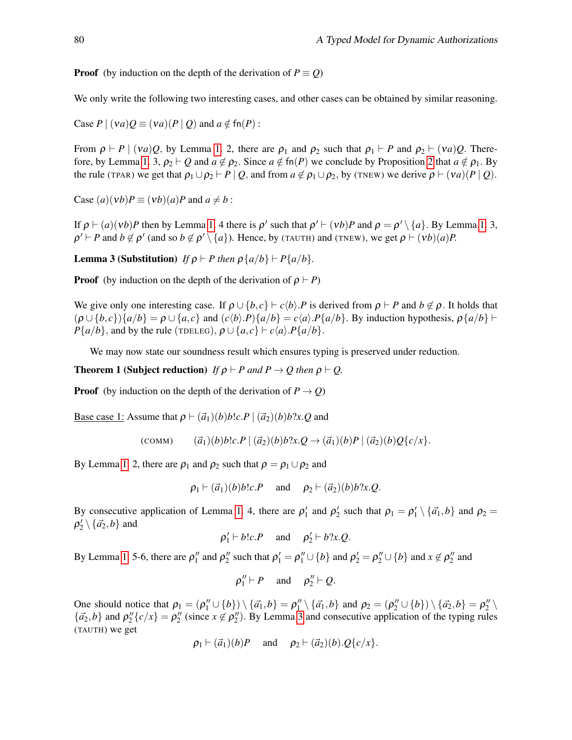**Proof** (by induction on the depth of the derivation of $P \equiv Q$)

We only write the following two interesting cases, and other cases can be obtained by similar reasoning.

Case $P \mid (\nu a)Q \equiv (\nu a)(P \mid Q)$ and $a \notin \mathsf{fn}(P)$ :

From $\rho \vdash P \mid (\nu a)Q$, by Lemma 1. 2, there are $\rho_1$ and $\rho_2$ such that $\rho_1 \vdash P$ and $\rho_2 \vdash (\nu a)Q$. Therefore, by Lemma 1. 3, $\rho_2 \vdash Q$ and $a \notin \rho_2$. Since $a \notin \mathsf{fn}(P)$ we conclude by Proposition 2 that $a \notin \rho_1$. By the rule (TPAR) we get that $\rho_1 \cup \rho_2 \vdash P \mid Q$, and from $a \notin \rho_1 \cup \rho_2$, by (TNEW) we derive $\rho \vdash (\nu a)(P \mid Q)$.

Case $(a)(\nu b)P \equiv (\nu b)(a)P$ and $a \neq b$ :

If $\rho \vdash (a)(\nu b)P$ then by Lemma 1. 4 there is $\rho'$ such that $\rho' \vdash (\nu b)P$ and $\rho = \rho' \setminus \{a\}$. By Lemma 1. 3, $\rho' \vdash P$ and $b \notin \rho'$ (and so $b \notin \rho' \setminus \{a\}$). Hence, by (TAUTH) and (TNEW), we get $\rho \vdash (\nu b)(a)P$.

**Lemma 3 (Substitution)** *If $\rho \vdash P$ then $\rho\{a/b\} \vdash P\{a/b\}$.*

**Proof** (by induction on the depth of the derivation of $\rho \vdash P$)

We give only one interesting case. If $\rho \cup \{b,c\} \vdash c\langle b \rangle.P$ is derived from $\rho \vdash P$ and $b \notin \rho$. It holds that $(\rho \cup \{b,c\})\{a/b\} = \rho \cup \{a,c\}$ and $(c\langle b \rangle.P)\{a/b\} = c\langle a \rangle.P\{a/b\}$. By induction hypothesis, $\rho\{a/b\} \vdash P\{a/b\}$, and by the rule (TDELEG), $\rho \cup \{a,c\} \vdash c\langle a \rangle.P\{a/b\}$.

We may now state our soundness result which ensures typing is preserved under reduction.

**Theorem 1 (Subject reduction)** *If $\rho \vdash P$ and $P \to Q$ then $\rho \vdash Q$.*

**Proof** (by induction on the depth of the derivation of $P \to Q$)

Base case 1: Assume that $\rho \vdash (\vec{a}_1)(b)b!c.P \mid (\vec{a}_2)(b)b?x.Q$ and

$$\text{(COMM)} \qquad (\vec{a}_1)(b)b!c.P \mid (\vec{a}_2)(b)b?x.Q \to (\vec{a}_1)(b)P \mid (\vec{a}_2)(b)Q\{c/x\}.$$

By Lemma 1. 2, there are $\rho_1$ and $\rho_2$ such that $\rho = \rho_1 \cup \rho_2$ and

$$\rho_1 \vdash (\vec{a}_1)(b)b!c.P \quad \text{and} \quad \rho_2 \vdash (\vec{a}_2)(b)b?x.Q.$$

By consecutive application of Lemma 1. 4, there are $\rho_1'$ and $\rho_2'$ such that $\rho_1 = \rho_1' \setminus \{\vec{a}_1, b\}$ and $\rho_2 = \rho_2' \setminus \{\vec{a}_2, b\}$ and

$$\rho_1' \vdash b!c.P \quad \text{and} \quad \rho_2' \vdash b?x.Q.$$

By Lemma 1. 5-6, there are $\rho_1''$ and $\rho_2''$ such that $\rho_1' = \rho_1'' \cup \{b\}$ and $\rho_2' = \rho_2'' \cup \{b\}$ and $x \notin \rho_2''$ and

$$\rho_1'' \vdash P \quad \text{and} \quad \rho_2'' \vdash Q.$$

One should notice that $\rho_1 = (\rho_1'' \cup \{b\}) \setminus \{\vec{a}_1, b\} = \rho_1'' \setminus \{\vec{a}_1, b\}$ and $\rho_2 = (\rho_2'' \cup \{b\}) \setminus \{\vec{a}_2, b\} = \rho_2'' \setminus \{\vec{a}_2, b\}$ and $\rho_2''\{c/x\} = \rho_2''$ (since $x \notin \rho_2''$). By Lemma 3 and consecutive application of the typing rules (TAUTH) we get

$$\rho_1 \vdash (\vec{a}_1)(b)P \quad \text{and} \quad \rho_2 \vdash (\vec{a}_2)(b).Q\{c/x\}.$$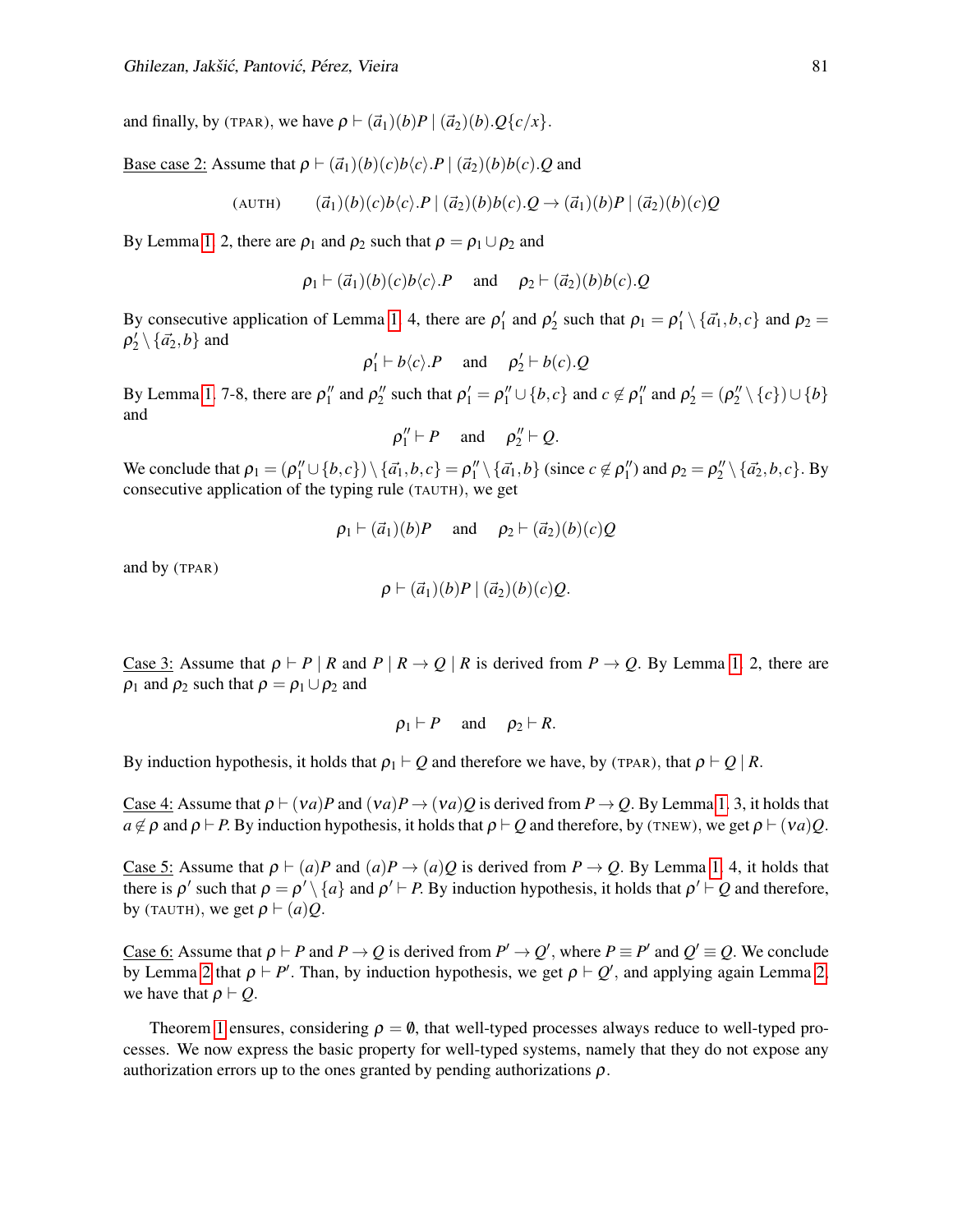and finally, by (TPAR), we have $\rho \vdash (\vec{a}_1)(b)P \mid (\vec{a}_2)(b).Q\{c/x\}$.

Base case 2: Assume that $\rho \vdash (\vec{a}_1)(b)(c)b\langle c\rangle.P \mid (\vec{a}_2)(b)b(c).Q$ and

$$\text{(AUTH)} \qquad (\vec{a}_1)(b)(c)b\langle c\rangle.P \mid (\vec{a}_2)(b)b(c).Q \to (\vec{a}_1)(b)P \mid (\vec{a}_2)(b)(c)Q$$

By Lemma 1. 2, there are $\rho_1$ and $\rho_2$ such that $\rho = \rho_1 \cup \rho_2$ and

$$\rho_1 \vdash (\vec{a}_1)(b)(c)b\langle c\rangle.P \quad \text{and} \quad \rho_2 \vdash (\vec{a}_2)(b)b(c).Q$$

By consecutive application of Lemma 1. 4, there are $\rho_1'$ and $\rho_2'$ such that $\rho_1 = \rho_1' \setminus \{\vec{a}_1, b, c\}$ and $\rho_2 = \rho_2' \setminus \{\vec{a}_2, b\}$ and

$$\rho_1' \vdash b\langle c\rangle.P \quad \text{and} \quad \rho_2' \vdash b(c).Q$$

By Lemma 1. 7-8, there are $\rho_1''$ and $\rho_2''$ such that $\rho_1' = \rho_1'' \cup \{b, c\}$ and $c \notin \rho_1''$ and $\rho_2' = (\rho_2'' \setminus \{c\}) \cup \{b\}$ and

$$\rho_1'' \vdash P \quad \text{and} \quad \rho_2'' \vdash Q.$$

We conclude that $\rho_1 = (\rho_1'' \cup \{b, c\}) \setminus \{\vec{a}_1, b, c\} = \rho_1'' \setminus \{\vec{a}_1, b\}$ (since $c \notin \rho_1''$) and $\rho_2 = \rho_2'' \setminus \{\vec{a}_2, b, c\}$. By consecutive application of the typing rule (TAUTH), we get

$$\rho_1 \vdash (\vec{a}_1)(b)P \quad \text{and} \quad \rho_2 \vdash (\vec{a}_2)(b)(c)Q$$

and by (TPAR)

$$\rho \vdash (\vec{a}_1)(b)P \mid (\vec{a}_2)(b)(c)Q.$$

Case 3: Assume that $\rho \vdash P \mid R$ and $P \mid R \to Q \mid R$ is derived from $P \to Q$. By Lemma 1. 2, there are $\rho_1$ and $\rho_2$ such that $\rho = \rho_1 \cup \rho_2$ and

$$\rho_1 \vdash P \quad \text{and} \quad \rho_2 \vdash R.$$

By induction hypothesis, it holds that $\rho_1 \vdash Q$ and therefore we have, by (TPAR), that $\rho \vdash Q \mid R$.

Case 4: Assume that $\rho \vdash (\nu a)P$ and $(\nu a)P \to (\nu a)Q$ is derived from $P \to Q$. By Lemma 1. 3, it holds that $a \notin \rho$ and $\rho \vdash P$. By induction hypothesis, it holds that $\rho \vdash Q$ and therefore, by (TNEW), we get $\rho \vdash (\nu a)Q$.

Case 5: Assume that $\rho \vdash (a)P$ and $(a)P \to (a)Q$ is derived from $P \to Q$. By Lemma 1. 4, it holds that there is $\rho'$ such that $\rho = \rho' \setminus \{a\}$ and $\rho' \vdash P$. By induction hypothesis, it holds that $\rho' \vdash Q$ and therefore, by (TAUTH), we get $\rho \vdash (a)Q$.

Case 6: Assume that $\rho \vdash P$ and $P \to Q$ is derived from $P' \to Q'$, where $P \equiv P'$ and $Q' \equiv Q$. We conclude by Lemma 2 that $\rho \vdash P'$. Than, by induction hypothesis, we get $\rho \vdash Q'$, and applying again Lemma 2, we have that $\rho \vdash Q$.

Theorem 1 ensures, considering $\rho = \emptyset$, that well-typed processes always reduce to well-typed processes. We now express the basic property for well-typed systems, namely that they do not expose any authorization errors up to the ones granted by pending authorizations $\rho$.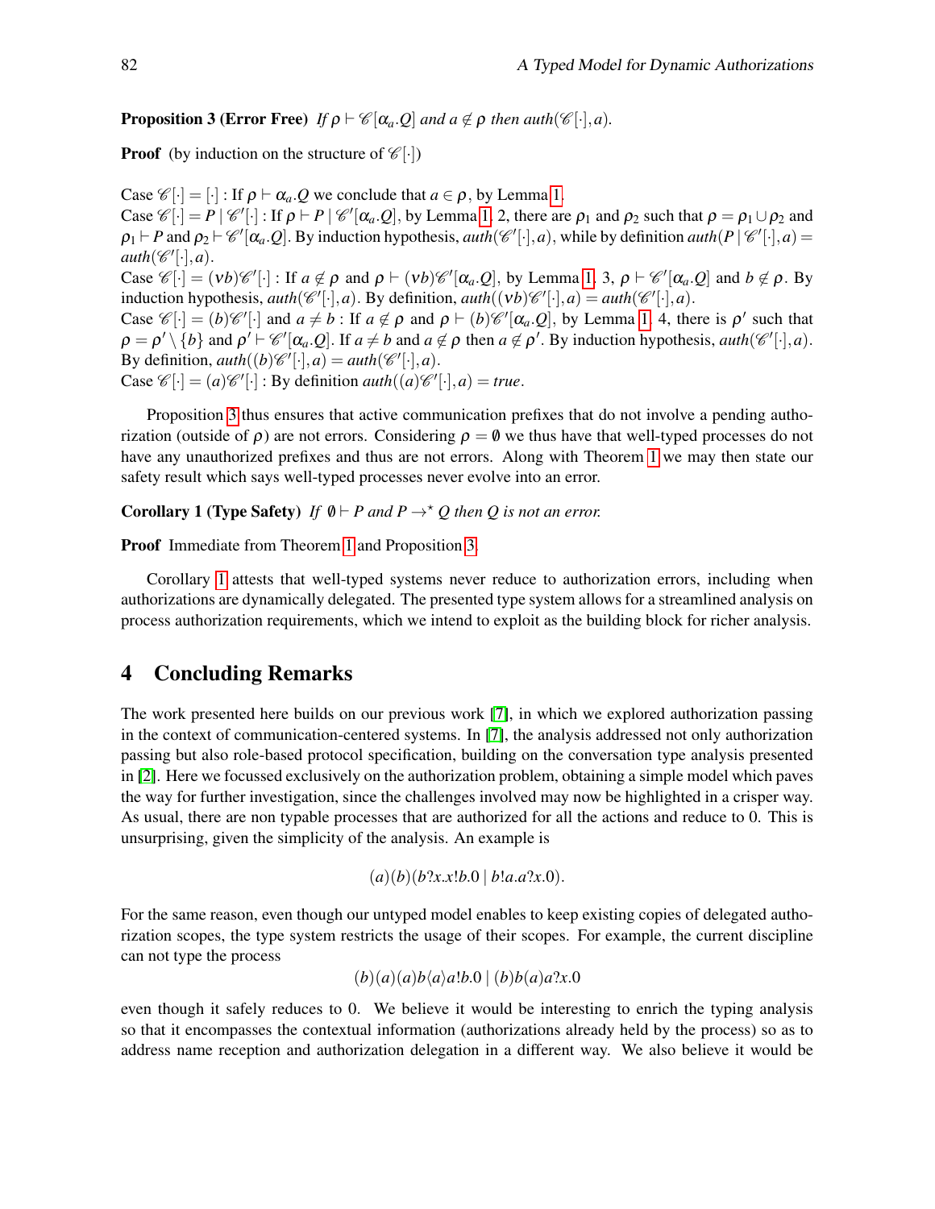**Proposition 3 (Error Free)** *If $\rho \vdash \mathscr{C}[\alpha_a.Q]$ and $a \notin \rho$ then $auth(\mathscr{C}[\cdot], a)$.*

**Proof** (by induction on the structure of $\mathscr{C}[\cdot]$)

Case $\mathscr{C}[\cdot] = [\cdot]$ : If $\rho \vdash \alpha_a.Q$ we conclude that $a \in \rho$, by Lemma 1.
Case $\mathscr{C}[\cdot] = P \mid \mathscr{C}'[\cdot]$ : If $\rho \vdash P \mid \mathscr{C}'[\alpha_a.Q]$, by Lemma 1. 2, there are $\rho_1$ and $\rho_2$ such that $\rho = \rho_1 \cup \rho_2$ and $\rho_1 \vdash P$ and $\rho_2 \vdash \mathscr{C}'[\alpha_a.Q]$. By induction hypothesis, $auth(\mathscr{C}'[\cdot], a)$, while by definition $auth(P \mid \mathscr{C}'[\cdot], a) = auth(\mathscr{C}'[\cdot], a)$.
Case $\mathscr{C}[\cdot] = (\nu b)\mathscr{C}'[\cdot]$ : If $a \notin \rho$ and $\rho \vdash (\nu b)\mathscr{C}'[\alpha_a.Q]$, by Lemma 1. 3, $\rho \vdash \mathscr{C}'[\alpha_a.Q]$ and $b \notin \rho$. By induction hypothesis, $auth(\mathscr{C}'[\cdot], a)$. By definition, $auth((\nu b)\mathscr{C}'[\cdot], a) = auth(\mathscr{C}'[\cdot], a)$.
Case $\mathscr{C}[\cdot] = (b)\mathscr{C}'[\cdot]$ and $a \neq b$ : If $a \notin \rho$ and $\rho \vdash (b)\mathscr{C}'[\alpha_a.Q]$, by Lemma 1. 4, there is $\rho'$ such that $\rho = \rho' \setminus \{b\}$ and $\rho' \vdash \mathscr{C}'[\alpha_a.Q]$. If $a \neq b$ and $a \notin \rho$ then $a \notin \rho'$. By induction hypothesis, $auth(\mathscr{C}'[\cdot], a)$. By definition, $auth((b)\mathscr{C}'[\cdot], a) = auth(\mathscr{C}'[\cdot], a)$.
Case $\mathscr{C}[\cdot] = (a)\mathscr{C}'[\cdot]$ : By definition $auth((a)\mathscr{C}'[\cdot], a) = true$.

Proposition 3 thus ensures that active communication prefixes that do not involve a pending authorization (outside of $\rho$) are not errors. Considering $\rho = \emptyset$ we thus have that well-typed processes do not have any unauthorized prefixes and thus are not errors. Along with Theorem 1 we may then state our safety result which says well-typed processes never evolve into an error.

**Corollary 1 (Type Safety)** *If $\emptyset \vdash P$ and $P \rightarrow^\star Q$ then $Q$ is not an error.*

**Proof** Immediate from Theorem 1 and Proposition 3.

Corollary 1 attests that well-typed systems never reduce to authorization errors, including when authorizations are dynamically delegated. The presented type system allows for a streamlined analysis on process authorization requirements, which we intend to exploit as the building block for richer analysis.

## 4 Concluding Remarks

The work presented here builds on our previous work [7], in which we explored authorization passing in the context of communication-centered systems. In [7], the analysis addressed not only authorization passing but also role-based protocol specification, building on the conversation type analysis presented in [2]. Here we focussed exclusively on the authorization problem, obtaining a simple model which paves the way for further investigation, since the challenges involved may now be highlighted in a crisper way. As usual, there are non typable processes that are authorized for all the actions and reduce to 0. This is unsurprising, given the simplicity of the analysis. An example is

$$(a)(b)(b?x.x!b.0 \mid b!a.a?x.0).$$

For the same reason, even though our untyped model enables to keep existing copies of delegated authorization scopes, the type system restricts the usage of their scopes. For example, the current discipline can not type the process

$$(b)(a)(a)b\langle a\rangle a!b.0 \mid (b)b(a)a?x.0$$

even though it safely reduces to 0. We believe it would be interesting to enrich the typing analysis so that it encompasses the contextual information (authorizations already held by the process) so as to address name reception and authorization delegation in a different way. We also believe it would be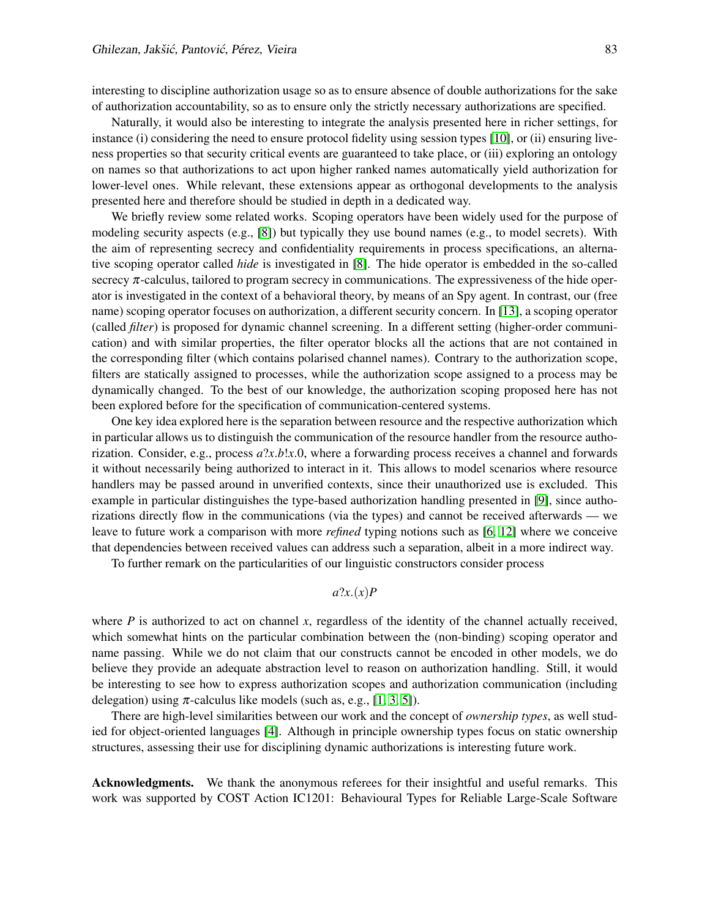interesting to discipline authorization usage so as to ensure absence of double authorizations for the sake of authorization accountability, so as to ensure only the strictly necessary authorizations are specified.

Naturally, it would also be interesting to integrate the analysis presented here in richer settings, for instance (i) considering the need to ensure protocol fidelity using session types [10], or (ii) ensuring liveness properties so that security critical events are guaranteed to take place, or (iii) exploring an ontology on names so that authorizations to act upon higher ranked names automatically yield authorization for lower-level ones. While relevant, these extensions appear as orthogonal developments to the analysis presented here and therefore should be studied in depth in a dedicated way.

We briefly review some related works. Scoping operators have been widely used for the purpose of modeling security aspects (e.g., [8]) but typically they use bound names (e.g., to model secrets). With the aim of representing secrecy and confidentiality requirements in process specifications, an alternative scoping operator called *hide* is investigated in [8]. The hide operator is embedded in the so-called secrecy $\pi$-calculus, tailored to program secrecy in communications. The expressiveness of the hide operator is investigated in the context of a behavioral theory, by means of an Spy agent. In contrast, our (free name) scoping operator focuses on authorization, a different security concern. In [13], a scoping operator (called *filter*) is proposed for dynamic channel screening. In a different setting (higher-order communication) and with similar properties, the filter operator blocks all the actions that are not contained in the corresponding filter (which contains polarised channel names). Contrary to the authorization scope, filters are statically assigned to processes, while the authorization scope assigned to a process may be dynamically changed. To the best of our knowledge, the authorization scoping proposed here has not been explored before for the specification of communication-centered systems.

One key idea explored here is the separation between resource and the respective authorization which in particular allows us to distinguish the communication of the resource handler from the resource authorization. Consider, e.g., process $a?x.b!x.0$, where a forwarding process receives a channel and forwards it without necessarily being authorized to interact in it. This allows to model scenarios where resource handlers may be passed around in unverified contexts, since their unauthorized use is excluded. This example in particular distinguishes the type-based authorization handling presented in [9], since authorizations directly flow in the communications (via the types) and cannot be received afterwards — we leave to future work a comparison with more *refined* typing notions such as [6, 12] where we conceive that dependencies between received values can address such a separation, albeit in a more indirect way.

To further remark on the particularities of our linguistic constructors consider process

$$a?x.(x)P$$

where $P$ is authorized to act on channel $x$, regardless of the identity of the channel actually received, which somewhat hints on the particular combination between the (non-binding) scoping operator and name passing. While we do not claim that our constructs cannot be encoded in other models, we do believe they provide an adequate abstraction level to reason on authorization handling. Still, it would be interesting to see how to express authorization scopes and authorization communication (including delegation) using $\pi$-calculus like models (such as, e.g., [1, 3, 5]).

There are high-level similarities between our work and the concept of *ownership types*, as well studied for object-oriented languages [4]. Although in principle ownership types focus on static ownership structures, assessing their use for disciplining dynamic authorizations is interesting future work.

**Acknowledgments.** We thank the anonymous referees for their insightful and useful remarks. This work was supported by COST Action IC1201: Behavioural Types for Reliable Large-Scale Software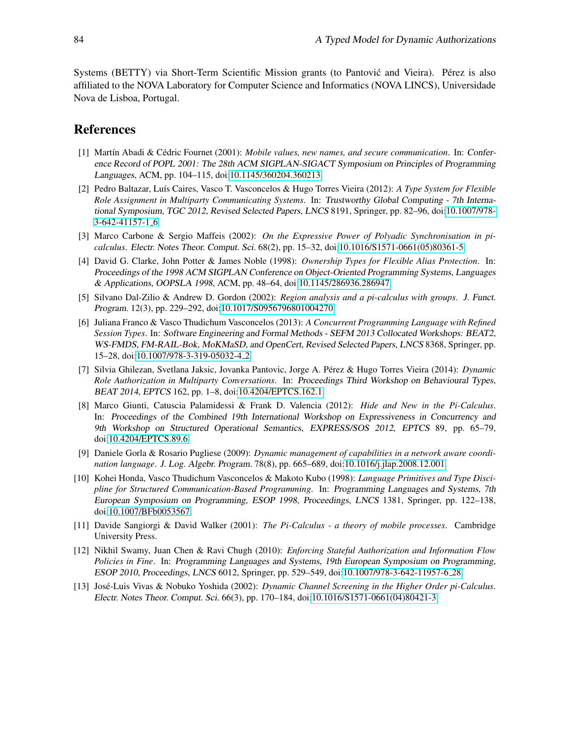Systems (BETTY) via Short-Term Scientific Mission grants (to Pantović and Vieira). Pérez is also affiliated to the NOVA Laboratory for Computer Science and Informatics (NOVA LINCS), Universidade Nova de Lisboa, Portugal.

## References

[1] Martín Abadi & Cédric Fournet (2001): *Mobile values, new names, and secure communication*. In: Conference Record of POPL 2001: The 28th ACM SIGPLAN-SIGACT Symposium on Principles of Programming Languages, ACM, pp. 104–115, doi:10.1145/360204.360213.

[2] Pedro Baltazar, Luís Caires, Vasco T. Vasconcelos & Hugo Torres Vieira (2012): *A Type System for Flexible Role Assignment in Multiparty Communicating Systems*. In: Trustworthy Global Computing - 7th International Symposium, TGC 2012, Revised Selected Papers, LNCS 8191, Springer, pp. 82–96, doi:10.1007/978-3-642-41157-1_6.

[3] Marco Carbone & Sergio Maffeis (2002): *On the Expressive Power of Polyadic Synchronisation in pi-calculus*. Electr. Notes Theor. Comput. Sci. 68(2), pp. 15–32, doi:10.1016/S1571-0661(05)80361-5.

[4] David G. Clarke, John Potter & James Noble (1998): *Ownership Types for Flexible Alias Protection*. In: Proceedings of the 1998 ACM SIGPLAN Conference on Object-Oriented Programming Systems, Languages & Applications, OOPSLA 1998, ACM, pp. 48–64, doi:10.1145/286936.286947.

[5] Silvano Dal-Zilio & Andrew D. Gordon (2002): *Region analysis and a pi-calculus with groups*. J. Funct. Program. 12(3), pp. 229–292, doi:10.1017/S0956796801004270.

[6] Juliana Franco & Vasco Thudichum Vasconcelos (2013): *A Concurrent Programming Language with Refined Session Types*. In: Software Engineering and Formal Methods - SEFM 2013 Collocated Workshops: BEAT2, WS-FMDS, FM-RAIL-Bok, MoKMaSD, and OpenCert, Revised Selected Papers, LNCS 8368, Springer, pp. 15–28, doi:10.1007/978-3-319-05032-4_2.

[7] Silvia Ghilezan, Svetlana Jaksic, Jovanka Pantovic, Jorge A. Pérez & Hugo Torres Vieira (2014): *Dynamic Role Authorization in Multiparty Conversations*. In: Proceedings Third Workshop on Behavioural Types, BEAT 2014, EPTCS 162, pp. 1–8, doi:10.4204/EPTCS.162.1.

[8] Marco Giunti, Catuscia Palamidessi & Frank D. Valencia (2012): *Hide and New in the Pi-Calculus*. In: Proceedings of the Combined 19th International Workshop on Expressiveness in Concurrency and 9th Workshop on Structured Operational Semantics, EXPRESS/SOS 2012, EPTCS 89, pp. 65–79, doi:10.4204/EPTCS.89.6.

[9] Daniele Gorla & Rosario Pugliese (2009): *Dynamic management of capabilities in a network aware coordination language*. J. Log. Algebr. Program. 78(8), pp. 665–689, doi:10.1016/j.jlap.2008.12.001.

[10] Kohei Honda, Vasco Thudichum Vasconcelos & Makoto Kubo (1998): *Language Primitives and Type Discipline for Structured Communication-Based Programming*. In: Programming Languages and Systems, 7th European Symposium on Programming, ESOP 1998, Proceedings, LNCS 1381, Springer, pp. 122–138, doi:10.1007/BFb0053567.

[11] Davide Sangiorgi & David Walker (2001): *The Pi-Calculus - a theory of mobile processes*. Cambridge University Press.

[12] Nikhil Swamy, Juan Chen & Ravi Chugh (2010): *Enforcing Stateful Authorization and Information Flow Policies in Fine*. In: Programming Languages and Systems, 19th European Symposium on Programming, ESOP 2010, Proceedings, LNCS 6012, Springer, pp. 529–549, doi:10.1007/978-3-642-11957-6_28.

[13] José-Luis Vivas & Nobuko Yoshida (2002): *Dynamic Channel Screening in the Higher Order pi-Calculus*. Electr. Notes Theor. Comput. Sci. 66(3), pp. 170–184, doi:10.1016/S1571-0661(04)80421-3.